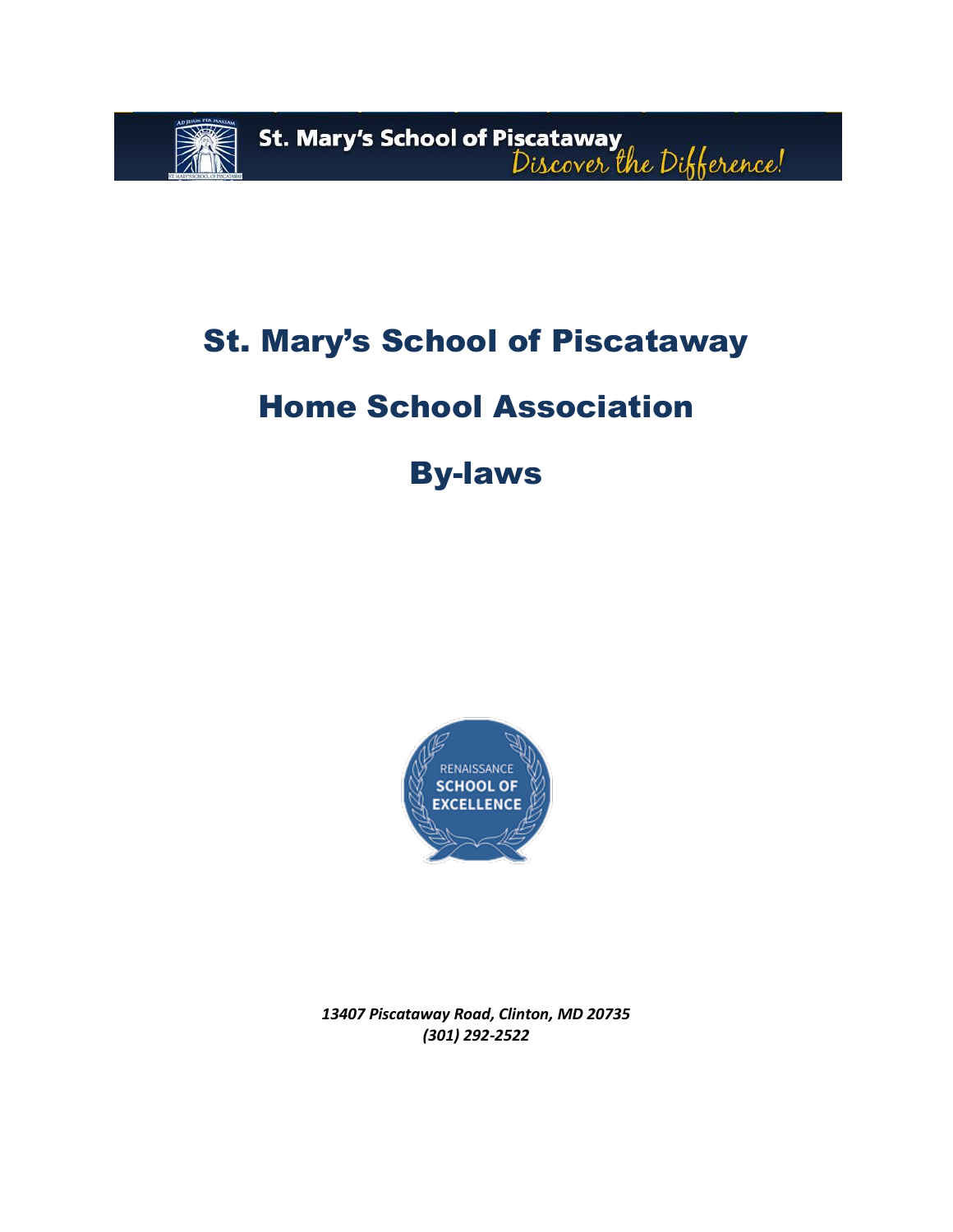St. Mary's School of Piscataway *Discover the Difference!*

# St. Mary's School of Piscataway

# Home School Association

# By-laws

RENAISSANCE SCHOOL OF EXCELLENCE

*13407 Piscataway Road, Clinton, MD 20735*
*(301) 292-2522*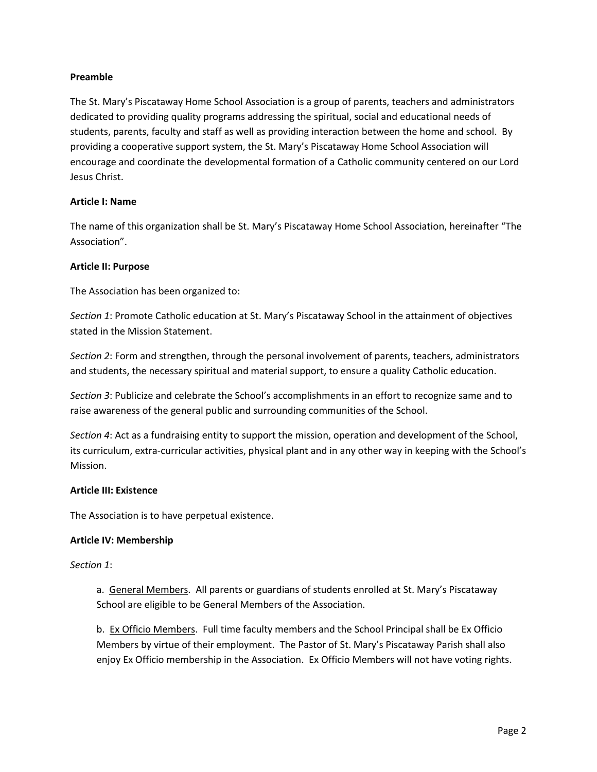**Preamble**

The St. Mary's Piscataway Home School Association is a group of parents, teachers and administrators dedicated to providing quality programs addressing the spiritual, social and educational needs of students, parents, faculty and staff as well as providing interaction between the home and school. By providing a cooperative support system, the St. Mary's Piscataway Home School Association will encourage and coordinate the developmental formation of a Catholic community centered on our Lord Jesus Christ.

**Article I: Name**

The name of this organization shall be St. Mary's Piscataway Home School Association, hereinafter "The Association".

**Article II: Purpose**

The Association has been organized to:

*Section 1*: Promote Catholic education at St. Mary's Piscataway School in the attainment of objectives stated in the Mission Statement.

*Section 2*: Form and strengthen, through the personal involvement of parents, teachers, administrators and students, the necessary spiritual and material support, to ensure a quality Catholic education.

*Section 3*: Publicize and celebrate the School's accomplishments in an effort to recognize same and to raise awareness of the general public and surrounding communities of the School.

*Section 4*: Act as a fundraising entity to support the mission, operation and development of the School, its curriculum, extra-curricular activities, physical plant and in any other way in keeping with the School's Mission.

**Article III: Existence**

The Association is to have perpetual existence.

**Article IV: Membership**

*Section 1*:

a. <u>General Members</u>. All parents or guardians of students enrolled at St. Mary's Piscataway School are eligible to be General Members of the Association.

b. <u>Ex Officio Members</u>. Full time faculty members and the School Principal shall be Ex Officio Members by virtue of their employment. The Pastor of St. Mary's Piscataway Parish shall also enjoy Ex Officio membership in the Association. Ex Officio Members will not have voting rights.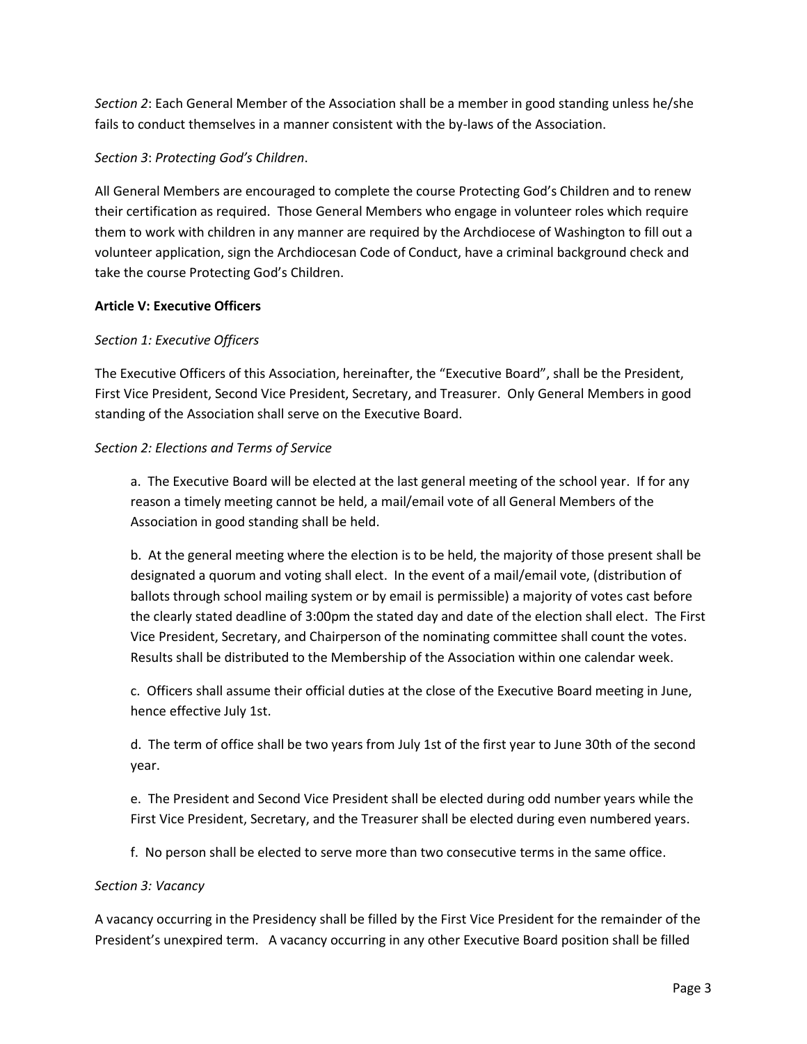*Section 2*: Each General Member of the Association shall be a member in good standing unless he/she fails to conduct themselves in a manner consistent with the by-laws of the Association.

*Section 3*: *Protecting God's Children*.

All General Members are encouraged to complete the course Protecting God's Children and to renew their certification as required. Those General Members who engage in volunteer roles which require them to work with children in any manner are required by the Archdiocese of Washington to fill out a volunteer application, sign the Archdiocesan Code of Conduct, have a criminal background check and take the course Protecting God's Children.

**Article V: Executive Officers**

*Section 1: Executive Officers*

The Executive Officers of this Association, hereinafter, the "Executive Board", shall be the President, First Vice President, Second Vice President, Secretary, and Treasurer. Only General Members in good standing of the Association shall serve on the Executive Board.

*Section 2: Elections and Terms of Service*

a. The Executive Board will be elected at the last general meeting of the school year. If for any reason a timely meeting cannot be held, a mail/email vote of all General Members of the Association in good standing shall be held.

b. At the general meeting where the election is to be held, the majority of those present shall be designated a quorum and voting shall elect. In the event of a mail/email vote, (distribution of ballots through school mailing system or by email is permissible) a majority of votes cast before the clearly stated deadline of 3:00pm the stated day and date of the election shall elect. The First Vice President, Secretary, and Chairperson of the nominating committee shall count the votes. Results shall be distributed to the Membership of the Association within one calendar week.

c. Officers shall assume their official duties at the close of the Executive Board meeting in June, hence effective July 1st.

d. The term of office shall be two years from July 1st of the first year to June 30th of the second year.

e. The President and Second Vice President shall be elected during odd number years while the First Vice President, Secretary, and the Treasurer shall be elected during even numbered years.

f. No person shall be elected to serve more than two consecutive terms in the same office.

*Section 3: Vacancy*

A vacancy occurring in the Presidency shall be filled by the First Vice President for the remainder of the President's unexpired term. A vacancy occurring in any other Executive Board position shall be filled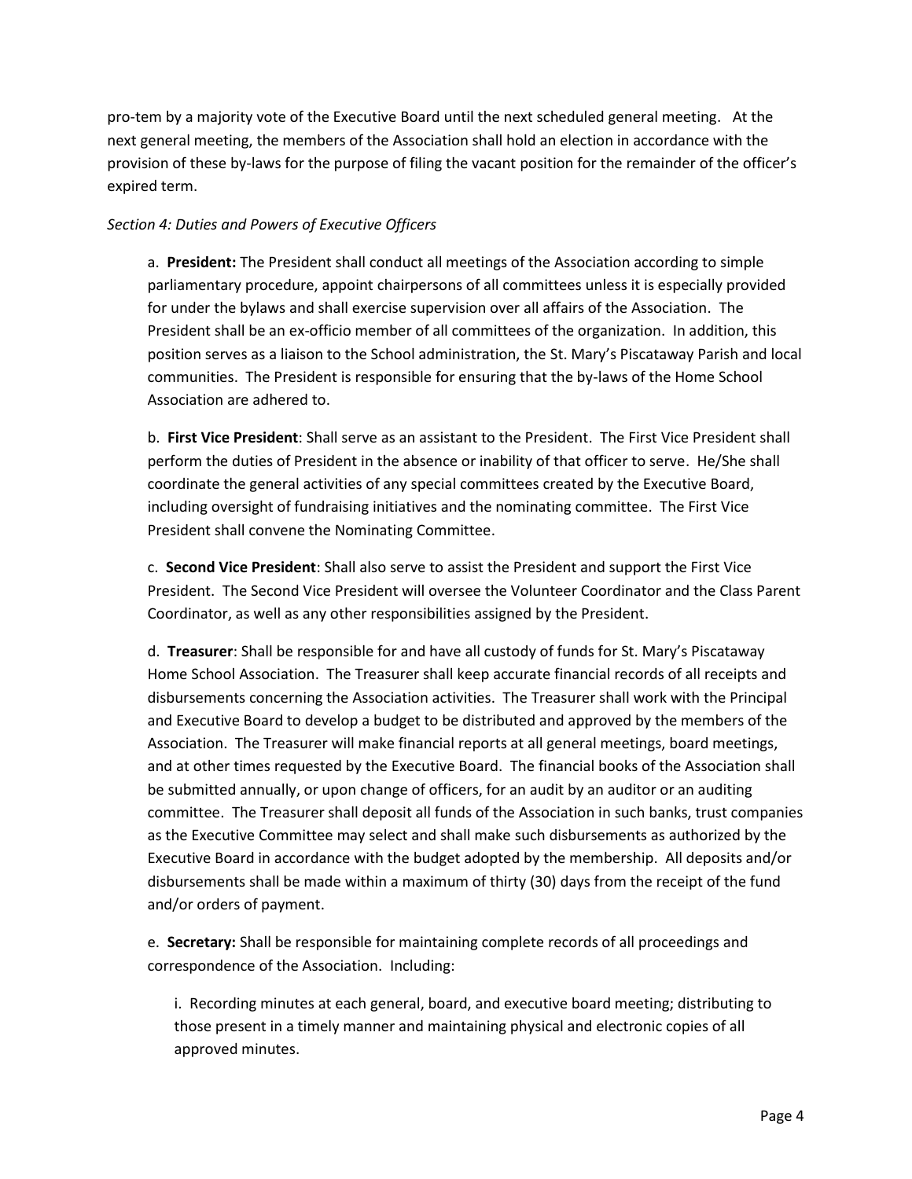pro-tem by a majority vote of the Executive Board until the next scheduled general meeting. At the next general meeting, the members of the Association shall hold an election in accordance with the provision of these by-laws for the purpose of filing the vacant position for the remainder of the officer's expired term.

*Section 4: Duties and Powers of Executive Officers*

a. **President:** The President shall conduct all meetings of the Association according to simple parliamentary procedure, appoint chairpersons of all committees unless it is especially provided for under the bylaws and shall exercise supervision over all affairs of the Association. The President shall be an ex-officio member of all committees of the organization. In addition, this position serves as a liaison to the School administration, the St. Mary's Piscataway Parish and local communities. The President is responsible for ensuring that the by-laws of the Home School Association are adhered to.

b. **First Vice President**: Shall serve as an assistant to the President. The First Vice President shall perform the duties of President in the absence or inability of that officer to serve. He/She shall coordinate the general activities of any special committees created by the Executive Board, including oversight of fundraising initiatives and the nominating committee. The First Vice President shall convene the Nominating Committee.

c. **Second Vice President**: Shall also serve to assist the President and support the First Vice President. The Second Vice President will oversee the Volunteer Coordinator and the Class Parent Coordinator, as well as any other responsibilities assigned by the President.

d. **Treasurer**: Shall be responsible for and have all custody of funds for St. Mary's Piscataway Home School Association. The Treasurer shall keep accurate financial records of all receipts and disbursements concerning the Association activities. The Treasurer shall work with the Principal and Executive Board to develop a budget to be distributed and approved by the members of the Association. The Treasurer will make financial reports at all general meetings, board meetings, and at other times requested by the Executive Board. The financial books of the Association shall be submitted annually, or upon change of officers, for an audit by an auditor or an auditing committee. The Treasurer shall deposit all funds of the Association in such banks, trust companies as the Executive Committee may select and shall make such disbursements as authorized by the Executive Board in accordance with the budget adopted by the membership. All deposits and/or disbursements shall be made within a maximum of thirty (30) days from the receipt of the fund and/or orders of payment.

e. **Secretary:** Shall be responsible for maintaining complete records of all proceedings and correspondence of the Association. Including:

i. Recording minutes at each general, board, and executive board meeting; distributing to those present in a timely manner and maintaining physical and electronic copies of all approved minutes.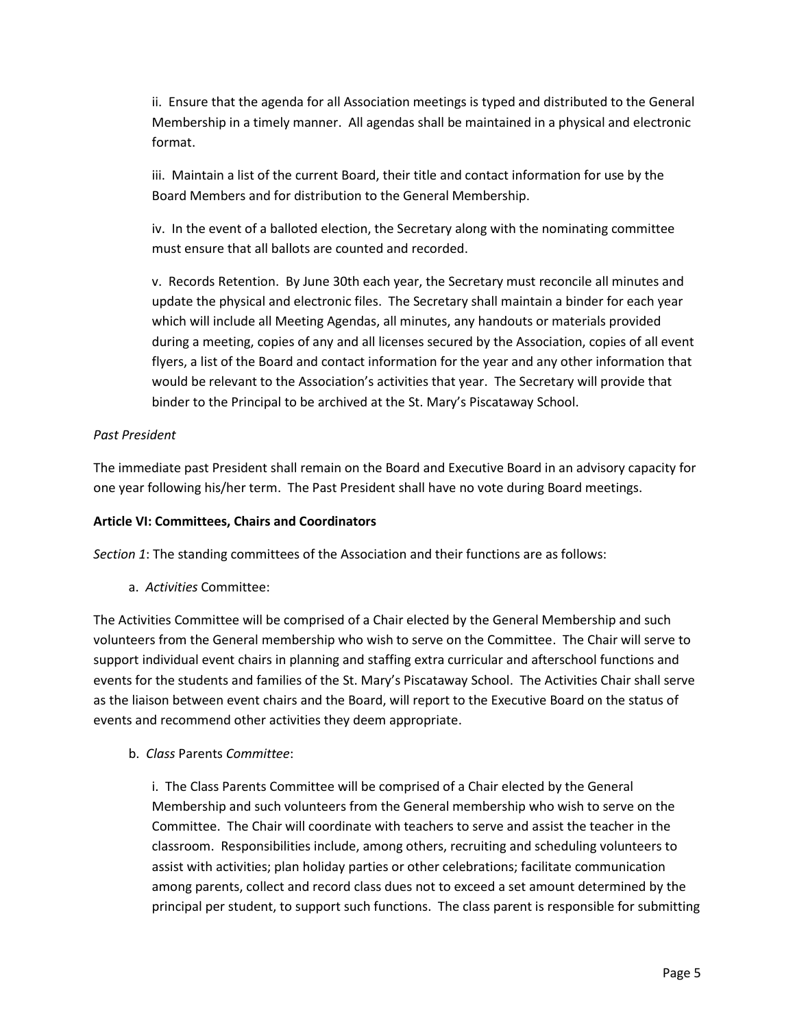ii. Ensure that the agenda for all Association meetings is typed and distributed to the General Membership in a timely manner. All agendas shall be maintained in a physical and electronic format.

iii. Maintain a list of the current Board, their title and contact information for use by the Board Members and for distribution to the General Membership.

iv. In the event of a balloted election, the Secretary along with the nominating committee must ensure that all ballots are counted and recorded.

v. Records Retention. By June 30th each year, the Secretary must reconcile all minutes and update the physical and electronic files. The Secretary shall maintain a binder for each year which will include all Meeting Agendas, all minutes, any handouts or materials provided during a meeting, copies of any and all licenses secured by the Association, copies of all event flyers, a list of the Board and contact information for the year and any other information that would be relevant to the Association's activities that year. The Secretary will provide that binder to the Principal to be archived at the St. Mary's Piscataway School.

*Past President*

The immediate past President shall remain on the Board and Executive Board in an advisory capacity for one year following his/her term. The Past President shall have no vote during Board meetings.

**Article VI: Committees, Chairs and Coordinators**

*Section 1*: The standing committees of the Association and their functions are as follows:

a. *Activities* Committee:

The Activities Committee will be comprised of a Chair elected by the General Membership and such volunteers from the General membership who wish to serve on the Committee. The Chair will serve to support individual event chairs in planning and staffing extra curricular and afterschool functions and events for the students and families of the St. Mary's Piscataway School. The Activities Chair shall serve as the liaison between event chairs and the Board, will report to the Executive Board on the status of events and recommend other activities they deem appropriate.

b. *Class* Parents *Committee*:

i. The Class Parents Committee will be comprised of a Chair elected by the General Membership and such volunteers from the General membership who wish to serve on the Committee. The Chair will coordinate with teachers to serve and assist the teacher in the classroom. Responsibilities include, among others, recruiting and scheduling volunteers to assist with activities; plan holiday parties or other celebrations; facilitate communication among parents, collect and record class dues not to exceed a set amount determined by the principal per student, to support such functions. The class parent is responsible for submitting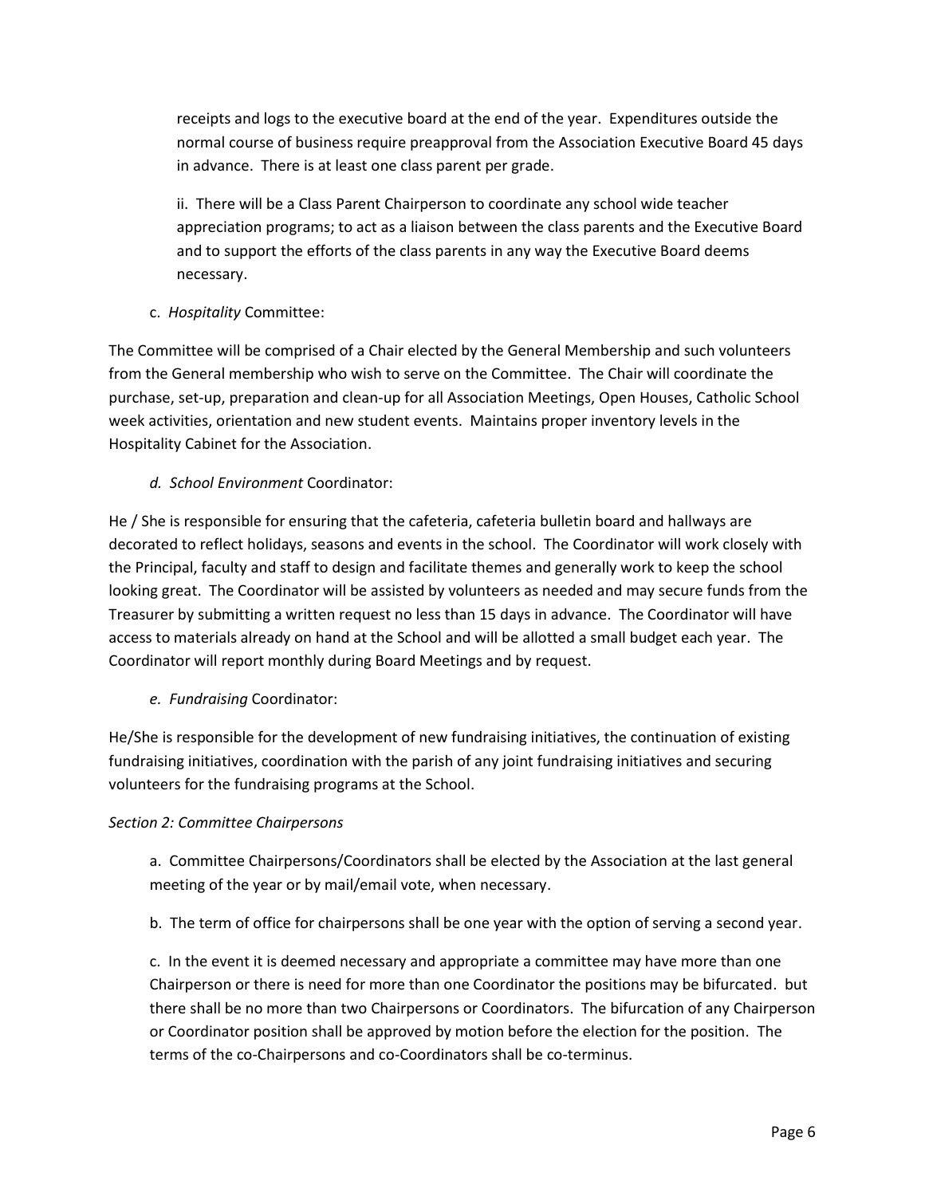receipts and logs to the executive board at the end of the year. Expenditures outside the normal course of business require preapproval from the Association Executive Board 45 days in advance. There is at least one class parent per grade.

ii. There will be a Class Parent Chairperson to coordinate any school wide teacher appreciation programs; to act as a liaison between the class parents and the Executive Board and to support the efforts of the class parents in any way the Executive Board deems necessary.

c. *Hospitality* Committee:

The Committee will be comprised of a Chair elected by the General Membership and such volunteers from the General membership who wish to serve on the Committee. The Chair will coordinate the purchase, set-up, preparation and clean-up for all Association Meetings, Open Houses, Catholic School week activities, orientation and new student events. Maintains proper inventory levels in the Hospitality Cabinet for the Association.

*d. School Environment* Coordinator:

He / She is responsible for ensuring that the cafeteria, cafeteria bulletin board and hallways are decorated to reflect holidays, seasons and events in the school. The Coordinator will work closely with the Principal, faculty and staff to design and facilitate themes and generally work to keep the school looking great. The Coordinator will be assisted by volunteers as needed and may secure funds from the Treasurer by submitting a written request no less than 15 days in advance. The Coordinator will have access to materials already on hand at the School and will be allotted a small budget each year. The Coordinator will report monthly during Board Meetings and by request.

*e. Fundraising* Coordinator:

He/She is responsible for the development of new fundraising initiatives, the continuation of existing fundraising initiatives, coordination with the parish of any joint fundraising initiatives and securing volunteers for the fundraising programs at the School.

*Section 2: Committee Chairpersons*

a. Committee Chairpersons/Coordinators shall be elected by the Association at the last general meeting of the year or by mail/email vote, when necessary.

b. The term of office for chairpersons shall be one year with the option of serving a second year.

c. In the event it is deemed necessary and appropriate a committee may have more than one Chairperson or there is need for more than one Coordinator the positions may be bifurcated. but there shall be no more than two Chairpersons or Coordinators. The bifurcation of any Chairperson or Coordinator position shall be approved by motion before the election for the position. The terms of the co-Chairpersons and co-Coordinators shall be co-terminus.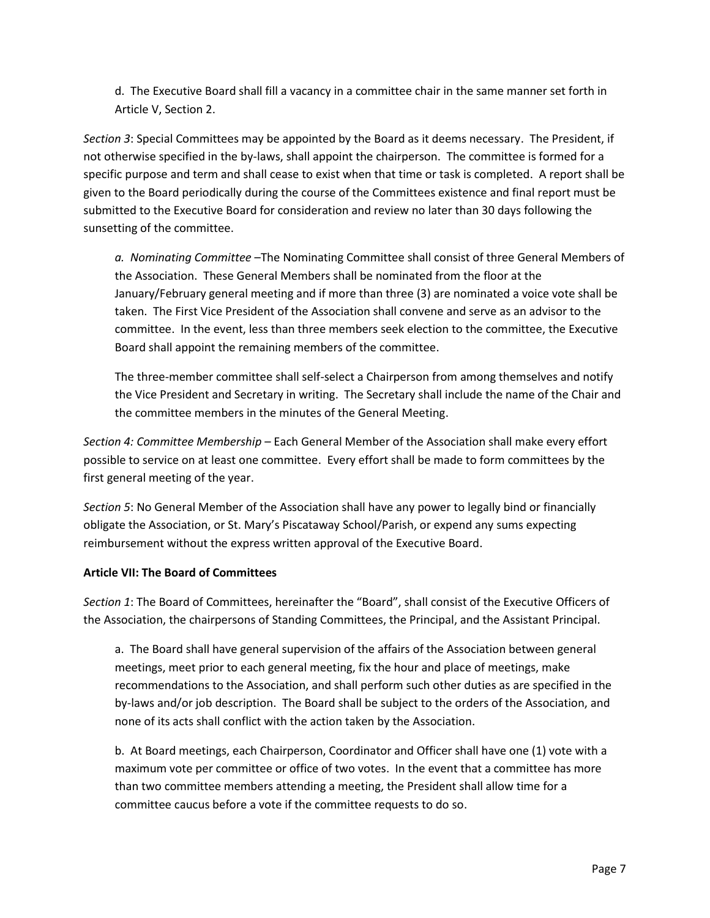d. The Executive Board shall fill a vacancy in a committee chair in the same manner set forth in Article V, Section 2.

*Section 3*: Special Committees may be appointed by the Board as it deems necessary. The President, if not otherwise specified in the by-laws, shall appoint the chairperson. The committee is formed for a specific purpose and term and shall cease to exist when that time or task is completed. A report shall be given to the Board periodically during the course of the Committees existence and final report must be submitted to the Executive Board for consideration and review no later than 30 days following the sunsetting of the committee.

*a. Nominating Committee* –The Nominating Committee shall consist of three General Members of the Association. These General Members shall be nominated from the floor at the January/February general meeting and if more than three (3) are nominated a voice vote shall be taken. The First Vice President of the Association shall convene and serve as an advisor to the committee. In the event, less than three members seek election to the committee, the Executive Board shall appoint the remaining members of the committee.

The three-member committee shall self-select a Chairperson from among themselves and notify the Vice President and Secretary in writing. The Secretary shall include the name of the Chair and the committee members in the minutes of the General Meeting.

*Section 4: Committee Membership* – Each General Member of the Association shall make every effort possible to service on at least one committee. Every effort shall be made to form committees by the first general meeting of the year.

*Section 5*: No General Member of the Association shall have any power to legally bind or financially obligate the Association, or St. Mary's Piscataway School/Parish, or expend any sums expecting reimbursement without the express written approval of the Executive Board.

**Article VII: The Board of Committees**

*Section 1*: The Board of Committees, hereinafter the "Board", shall consist of the Executive Officers of the Association, the chairpersons of Standing Committees, the Principal, and the Assistant Principal.

a. The Board shall have general supervision of the affairs of the Association between general meetings, meet prior to each general meeting, fix the hour and place of meetings, make recommendations to the Association, and shall perform such other duties as are specified in the by-laws and/or job description. The Board shall be subject to the orders of the Association, and none of its acts shall conflict with the action taken by the Association.

b. At Board meetings, each Chairperson, Coordinator and Officer shall have one (1) vote with a maximum vote per committee or office of two votes. In the event that a committee has more than two committee members attending a meeting, the President shall allow time for a committee caucus before a vote if the committee requests to do so.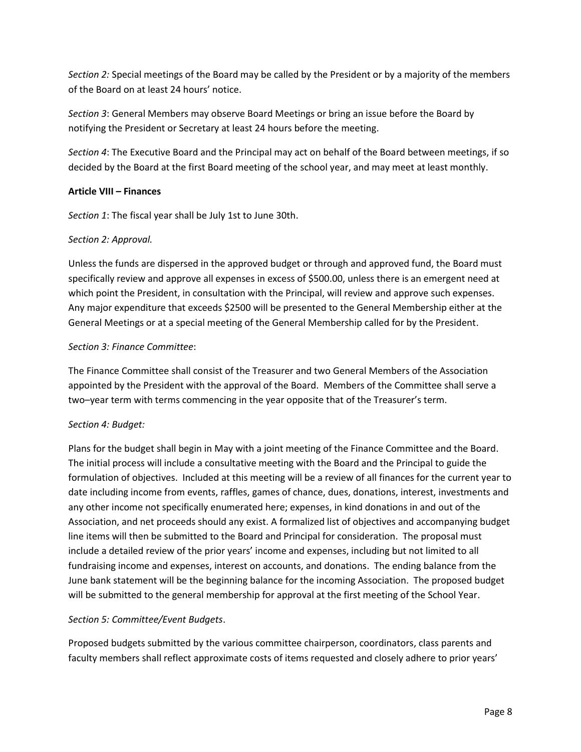*Section 2:* Special meetings of the Board may be called by the President or by a majority of the members of the Board on at least 24 hours' notice.

*Section 3*: General Members may observe Board Meetings or bring an issue before the Board by notifying the President or Secretary at least 24 hours before the meeting.

*Section 4*: The Executive Board and the Principal may act on behalf of the Board between meetings, if so decided by the Board at the first Board meeting of the school year, and may meet at least monthly.

**Article VIII – Finances**

*Section 1*: The fiscal year shall be July 1st to June 30th.

*Section 2: Approval.*

Unless the funds are dispersed in the approved budget or through and approved fund, the Board must specifically review and approve all expenses in excess of $500.00, unless there is an emergent need at which point the President, in consultation with the Principal, will review and approve such expenses. Any major expenditure that exceeds $2500 will be presented to the General Membership either at the General Meetings or at a special meeting of the General Membership called for by the President.

*Section 3: Finance Committee*:

The Finance Committee shall consist of the Treasurer and two General Members of the Association appointed by the President with the approval of the Board. Members of the Committee shall serve a two–year term with terms commencing in the year opposite that of the Treasurer's term.

*Section 4: Budget:*

Plans for the budget shall begin in May with a joint meeting of the Finance Committee and the Board. The initial process will include a consultative meeting with the Board and the Principal to guide the formulation of objectives. Included at this meeting will be a review of all finances for the current year to date including income from events, raffles, games of chance, dues, donations, interest, investments and any other income not specifically enumerated here; expenses, in kind donations in and out of the Association, and net proceeds should any exist. A formalized list of objectives and accompanying budget line items will then be submitted to the Board and Principal for consideration. The proposal must include a detailed review of the prior years' income and expenses, including but not limited to all fundraising income and expenses, interest on accounts, and donations. The ending balance from the June bank statement will be the beginning balance for the incoming Association. The proposed budget will be submitted to the general membership for approval at the first meeting of the School Year.

*Section 5: Committee/Event Budgets*.

Proposed budgets submitted by the various committee chairperson, coordinators, class parents and faculty members shall reflect approximate costs of items requested and closely adhere to prior years'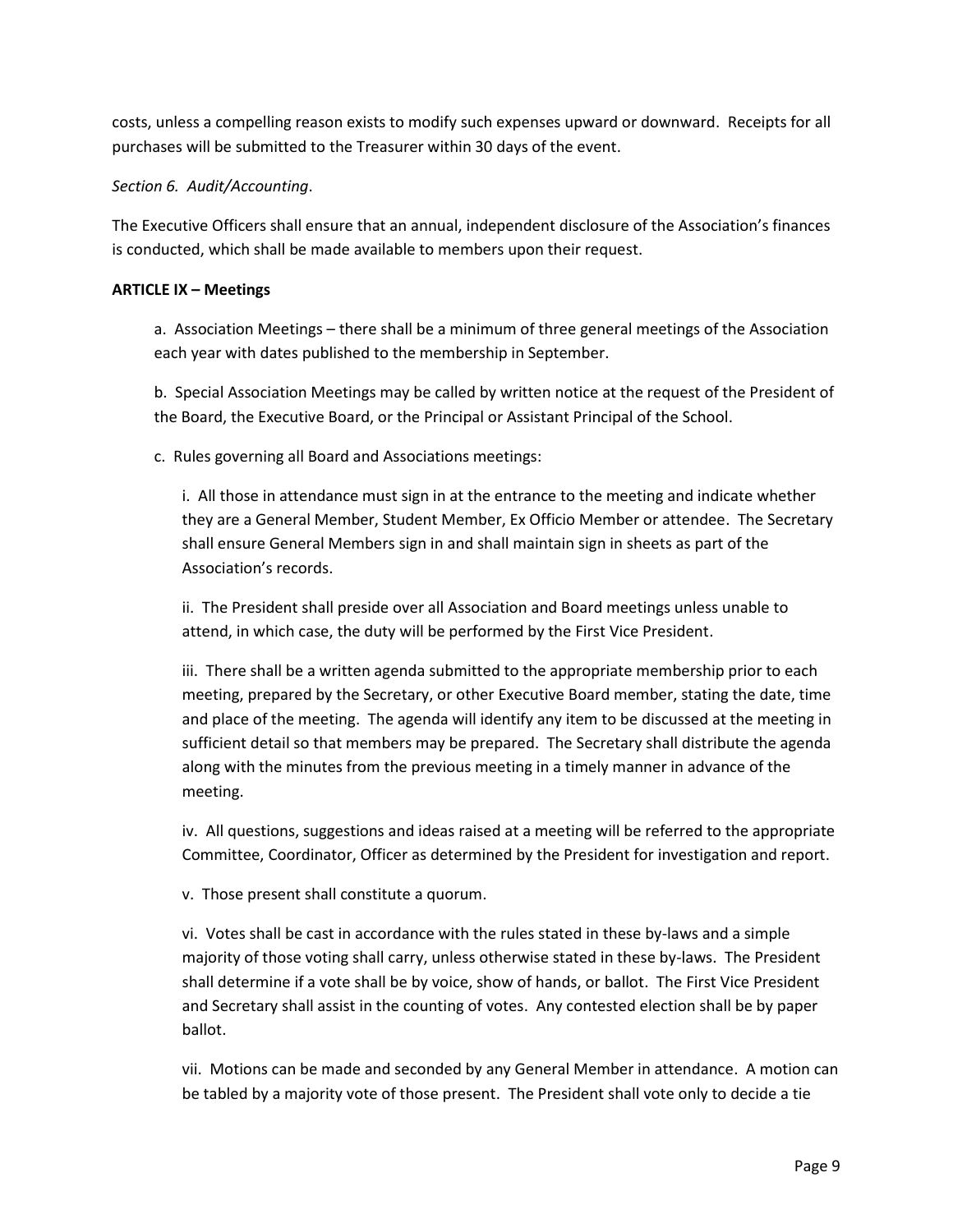costs, unless a compelling reason exists to modify such expenses upward or downward. Receipts for all purchases will be submitted to the Treasurer within 30 days of the event.

*Section 6. Audit/Accounting*.

The Executive Officers shall ensure that an annual, independent disclosure of the Association's finances is conducted, which shall be made available to members upon their request.

**ARTICLE IX – Meetings**

a. Association Meetings – there shall be a minimum of three general meetings of the Association each year with dates published to the membership in September.

b. Special Association Meetings may be called by written notice at the request of the President of the Board, the Executive Board, or the Principal or Assistant Principal of the School.

c. Rules governing all Board and Associations meetings:

i. All those in attendance must sign in at the entrance to the meeting and indicate whether they are a General Member, Student Member, Ex Officio Member or attendee. The Secretary shall ensure General Members sign in and shall maintain sign in sheets as part of the Association's records.

ii. The President shall preside over all Association and Board meetings unless unable to attend, in which case, the duty will be performed by the First Vice President.

iii. There shall be a written agenda submitted to the appropriate membership prior to each meeting, prepared by the Secretary, or other Executive Board member, stating the date, time and place of the meeting. The agenda will identify any item to be discussed at the meeting in sufficient detail so that members may be prepared. The Secretary shall distribute the agenda along with the minutes from the previous meeting in a timely manner in advance of the meeting.

iv. All questions, suggestions and ideas raised at a meeting will be referred to the appropriate Committee, Coordinator, Officer as determined by the President for investigation and report.

v. Those present shall constitute a quorum.

vi. Votes shall be cast in accordance with the rules stated in these by-laws and a simple majority of those voting shall carry, unless otherwise stated in these by-laws. The President shall determine if a vote shall be by voice, show of hands, or ballot. The First Vice President and Secretary shall assist in the counting of votes. Any contested election shall be by paper ballot.

vii. Motions can be made and seconded by any General Member in attendance. A motion can be tabled by a majority vote of those present. The President shall vote only to decide a tie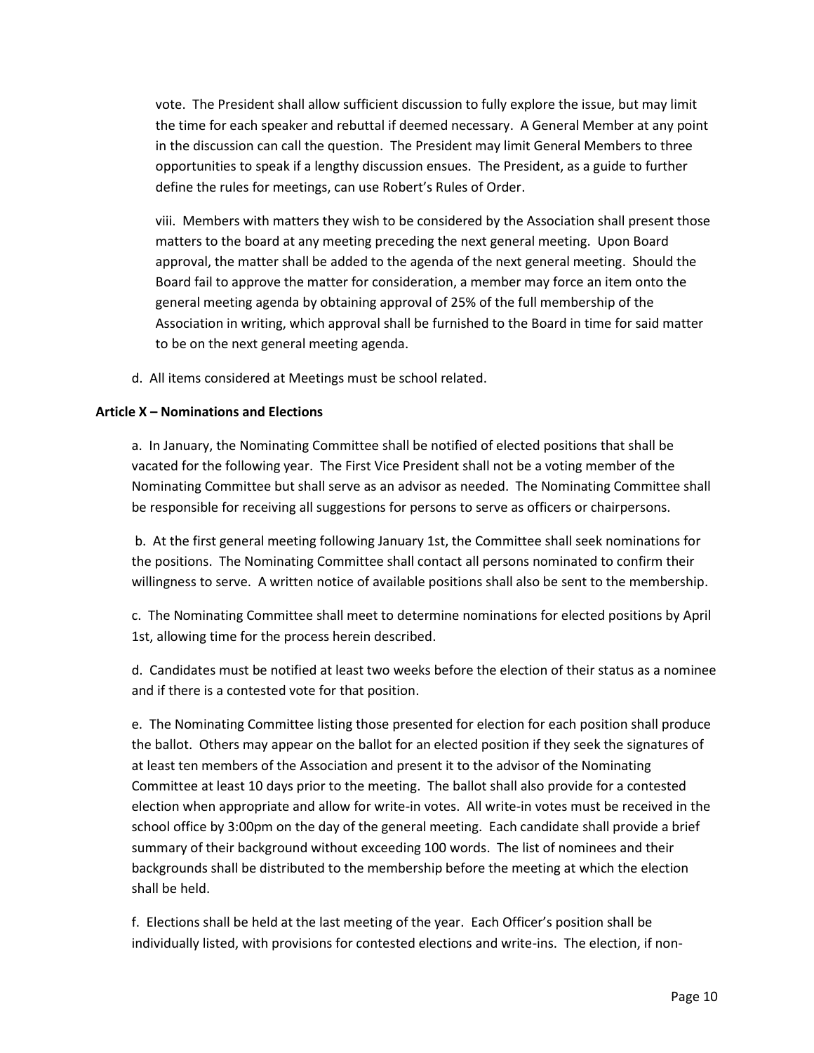vote. The President shall allow sufficient discussion to fully explore the issue, but may limit the time for each speaker and rebuttal if deemed necessary. A General Member at any point in the discussion can call the question. The President may limit General Members to three opportunities to speak if a lengthy discussion ensues. The President, as a guide to further define the rules for meetings, can use Robert's Rules of Order.

viii. Members with matters they wish to be considered by the Association shall present those matters to the board at any meeting preceding the next general meeting. Upon Board approval, the matter shall be added to the agenda of the next general meeting. Should the Board fail to approve the matter for consideration, a member may force an item onto the general meeting agenda by obtaining approval of 25% of the full membership of the Association in writing, which approval shall be furnished to the Board in time for said matter to be on the next general meeting agenda.

d. All items considered at Meetings must be school related.

**Article X – Nominations and Elections**

a. In January, the Nominating Committee shall be notified of elected positions that shall be vacated for the following year. The First Vice President shall not be a voting member of the Nominating Committee but shall serve as an advisor as needed. The Nominating Committee shall be responsible for receiving all suggestions for persons to serve as officers or chairpersons.

b. At the first general meeting following January 1st, the Committee shall seek nominations for the positions. The Nominating Committee shall contact all persons nominated to confirm their willingness to serve. A written notice of available positions shall also be sent to the membership.

c. The Nominating Committee shall meet to determine nominations for elected positions by April 1st, allowing time for the process herein described.

d. Candidates must be notified at least two weeks before the election of their status as a nominee and if there is a contested vote for that position.

e. The Nominating Committee listing those presented for election for each position shall produce the ballot. Others may appear on the ballot for an elected position if they seek the signatures of at least ten members of the Association and present it to the advisor of the Nominating Committee at least 10 days prior to the meeting. The ballot shall also provide for a contested election when appropriate and allow for write-in votes. All write-in votes must be received in the school office by 3:00pm on the day of the general meeting. Each candidate shall provide a brief summary of their background without exceeding 100 words. The list of nominees and their backgrounds shall be distributed to the membership before the meeting at which the election shall be held.

f. Elections shall be held at the last meeting of the year. Each Officer's position shall be individually listed, with provisions for contested elections and write-ins. The election, if non-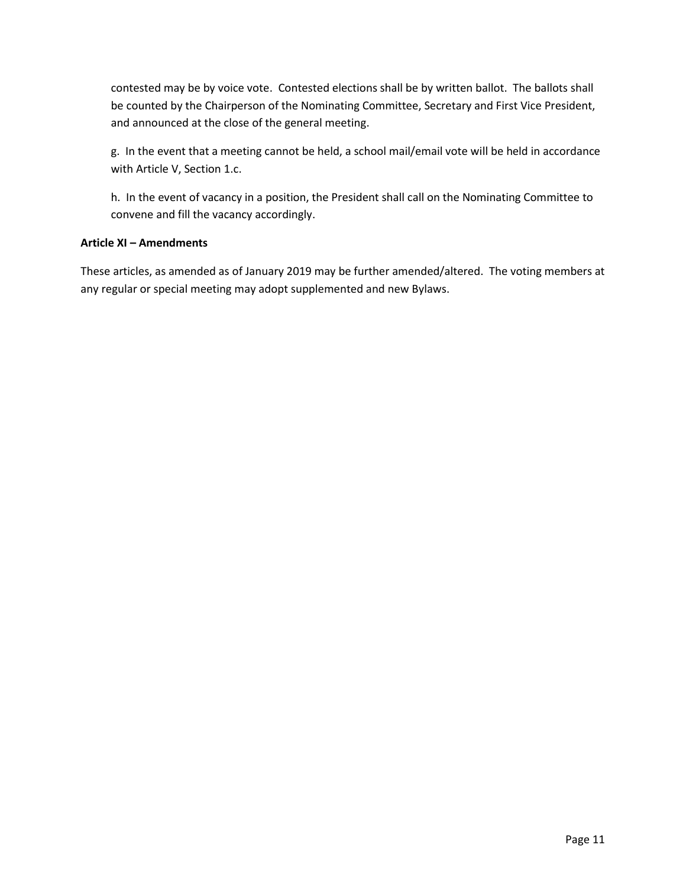contested may be by voice vote. Contested elections shall be by written ballot. The ballots shall be counted by the Chairperson of the Nominating Committee, Secretary and First Vice President, and announced at the close of the general meeting.

g. In the event that a meeting cannot be held, a school mail/email vote will be held in accordance with Article V, Section 1.c.

h. In the event of vacancy in a position, the President shall call on the Nominating Committee to convene and fill the vacancy accordingly.

**Article XI – Amendments**

These articles, as amended as of January 2019 may be further amended/altered. The voting members at any regular or special meeting may adopt supplemented and new Bylaws.